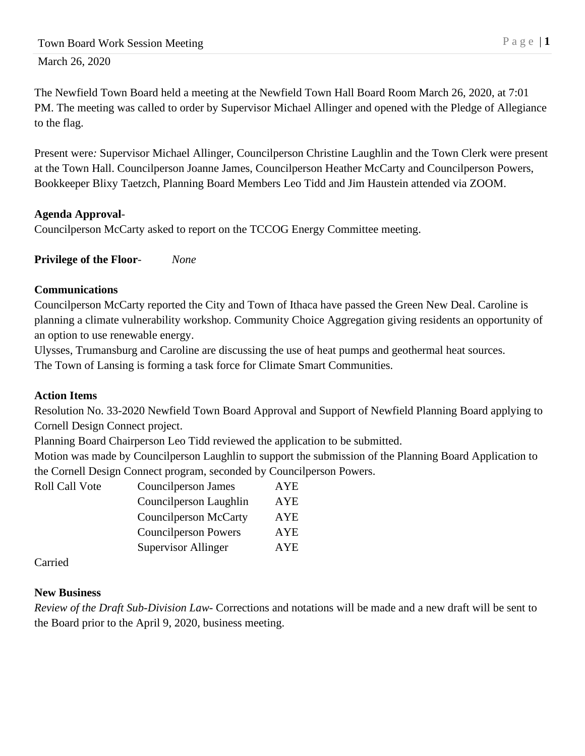Town Board Work Session Meeting

March 26, 2020

The Newfield Town Board held a meeting at the Newfield Town Hall Board Room March 26, 2020, at 7:01 PM. The meeting was called to order by Supervisor Michael Allinger and opened with the Pledge of Allegiance to the flag.

Present were*:* Supervisor Michael Allinger, Councilperson Christine Laughlin and the Town Clerk were present at the Town Hall. Councilperson Joanne James, Councilperson Heather McCarty and Councilperson Powers, Bookkeeper Blixy Taetzch, Planning Board Members Leo Tidd and Jim Haustein attended via ZOOM.

**Agenda Approval**-

Councilperson McCarty asked to report on the TCCOG Energy Committee meeting.

**Privilege of the Floor**- *None*

**Communications**

Councilperson McCarty reported the City and Town of Ithaca have passed the Green New Deal. Caroline is planning a climate vulnerability workshop. Community Choice Aggregation giving residents an opportunity of an option to use renewable energy.

Ulysses, Trumansburg and Caroline are discussing the use of heat pumps and geothermal heat sources.

The Town of Lansing is forming a task force for Climate Smart Communities.

**Action Items**

Resolution No. 33-2020 Newfield Town Board Approval and Support of Newfield Planning Board applying to Cornell Design Connect project.

Planning Board Chairperson Leo Tidd reviewed the application to be submitted.

Motion was made by Councilperson Laughlin to support the submission of the Planning Board Application to the Cornell Design Connect program, seconded by Councilperson Powers.

| Roll Call Vote | Councilperson James | AYE |
|---|---|---|
| | Councilperson Laughlin | AYE |
| | Councilperson McCarty | AYE |
| | Councilperson Powers | AYE |
| | Supervisor Allinger | AYE |

Carried

**New Business**

*Review of the Draft Sub-Division Law-* Corrections and notations will be made and a new draft will be sent to the Board prior to the April 9, 2020, business meeting.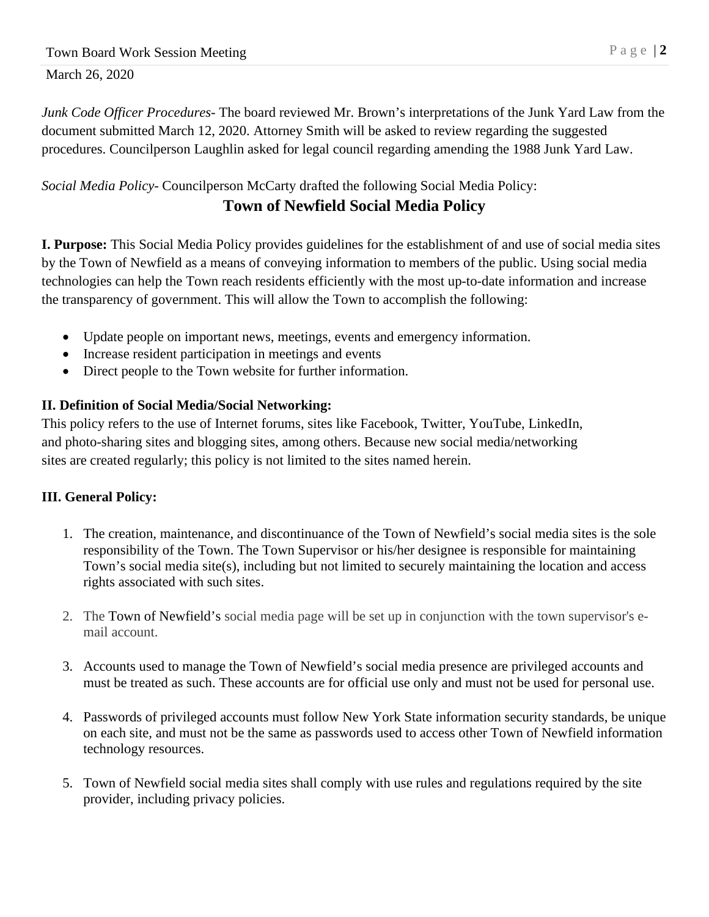*Junk Code Officer Procedures*- The board reviewed Mr. Brown's interpretations of the Junk Yard Law from the document submitted March 12, 2020. Attorney Smith will be asked to review regarding the suggested procedures. Councilperson Laughlin asked for legal council regarding amending the 1988 Junk Yard Law.

*Social Media Policy*- Councilperson McCarty drafted the following Social Media Policy:

## Town of Newfield Social Media Policy

**I. Purpose:** This Social Media Policy provides guidelines for the establishment of and use of social media sites by the Town of Newfield as a means of conveying information to members of the public. Using social media technologies can help the Town reach residents efficiently with the most up-to-date information and increase the transparency of government. This will allow the Town to accomplish the following:

- Update people on important news, meetings, events and emergency information.
- Increase resident participation in meetings and events
- Direct people to the Town website for further information.

**II. Definition of Social Media/Social Networking:**

This policy refers to the use of Internet forums, sites like Facebook, Twitter, YouTube, LinkedIn, and photo-sharing sites and blogging sites, among others. Because new social media/networking sites are created regularly; this policy is not limited to the sites named herein.

**III. General Policy:**

1. The creation, maintenance, and discontinuance of the Town of Newfield's social media sites is the sole responsibility of the Town. The Town Supervisor or his/her designee is responsible for maintaining Town's social media site(s), including but not limited to securely maintaining the location and access rights associated with such sites.

2. The Town of Newfield's social media page will be set up in conjunction with the town supervisor's e-mail account.

3. Accounts used to manage the Town of Newfield's social media presence are privileged accounts and must be treated as such. These accounts are for official use only and must not be used for personal use.

4. Passwords of privileged accounts must follow New York State information security standards, be unique on each site, and must not be the same as passwords used to access other Town of Newfield information technology resources.

5. Town of Newfield social media sites shall comply with use rules and regulations required by the site provider, including privacy policies.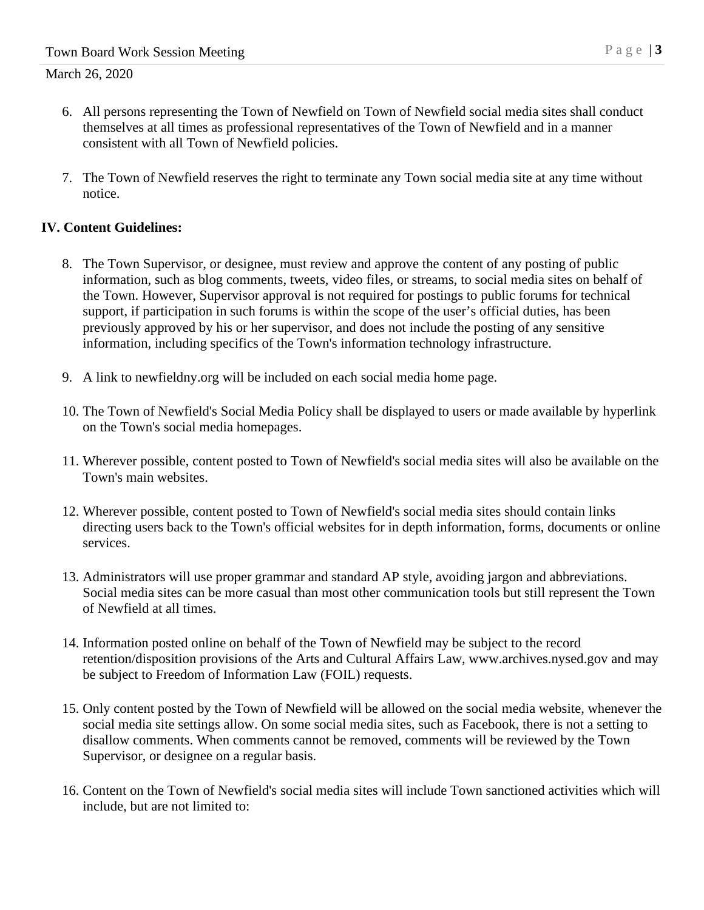6. All persons representing the Town of Newfield on Town of Newfield social media sites shall conduct themselves at all times as professional representatives of the Town of Newfield and in a manner consistent with all Town of Newfield policies.

7. The Town of Newfield reserves the right to terminate any Town social media site at any time without notice.

**IV. Content Guidelines:**

8. The Town Supervisor, or designee, must review and approve the content of any posting of public information, such as blog comments, tweets, video files, or streams, to social media sites on behalf of the Town. However, Supervisor approval is not required for postings to public forums for technical support, if participation in such forums is within the scope of the user's official duties, has been previously approved by his or her supervisor, and does not include the posting of any sensitive information, including specifics of the Town's information technology infrastructure.

9. A link to newfieldny.org will be included on each social media home page.

10. The Town of Newfield's Social Media Policy shall be displayed to users or made available by hyperlink on the Town's social media homepages.

11. Wherever possible, content posted to Town of Newfield's social media sites will also be available on the Town's main websites.

12. Wherever possible, content posted to Town of Newfield's social media sites should contain links directing users back to the Town's official websites for in depth information, forms, documents or online services.

13. Administrators will use proper grammar and standard AP style, avoiding jargon and abbreviations. Social media sites can be more casual than most other communication tools but still represent the Town of Newfield at all times.

14. Information posted online on behalf of the Town of Newfield may be subject to the record retention/disposition provisions of the Arts and Cultural Affairs Law, www.archives.nysed.gov and may be subject to Freedom of Information Law (FOIL) requests.

15. Only content posted by the Town of Newfield will be allowed on the social media website, whenever the social media site settings allow. On some social media sites, such as Facebook, there is not a setting to disallow comments. When comments cannot be removed, comments will be reviewed by the Town Supervisor, or designee on a regular basis.

16. Content on the Town of Newfield's social media sites will include Town sanctioned activities which will include, but are not limited to: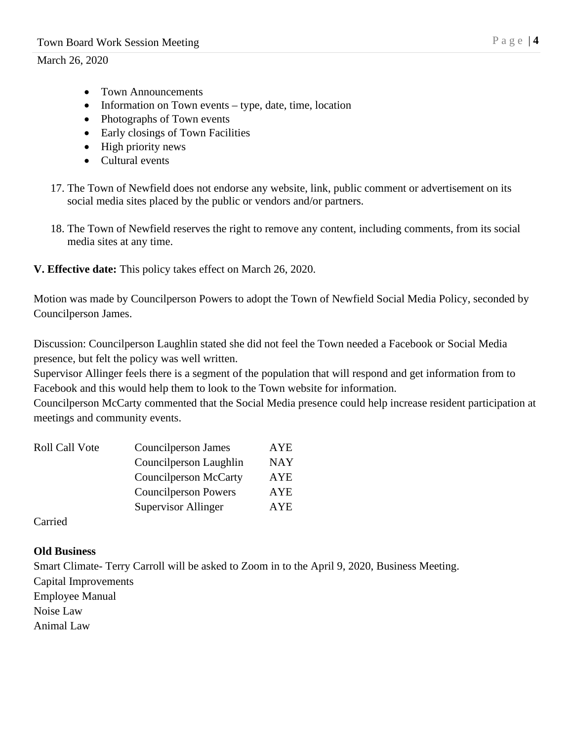- Town Announcements
- Information on Town events – type, date, time, location
- Photographs of Town events
- Early closings of Town Facilities
- High priority news
- Cultural events

17. The Town of Newfield does not endorse any website, link, public comment or advertisement on its social media sites placed by the public or vendors and/or partners.

18. The Town of Newfield reserves the right to remove any content, including comments, from its social media sites at any time.

**V. Effective date:** This policy takes effect on March 26, 2020.

Motion was made by Councilperson Powers to adopt the Town of Newfield Social Media Policy, seconded by Councilperson James.

Discussion: Councilperson Laughlin stated she did not feel the Town needed a Facebook or Social Media presence, but felt the policy was well written.
Supervisor Allinger feels there is a segment of the population that will respond and get information from to Facebook and this would help them to look to the Town website for information.
Councilperson McCarty commented that the Social Media presence could help increase resident participation at meetings and community events.

| Roll Call Vote | Councilperson James | AYE |
|---|---|---|
| | Councilperson Laughlin | NAY |
| | Councilperson McCarty | AYE |
| | Councilperson Powers | AYE |
| | Supervisor Allinger | AYE |

Carried

**Old Business**
Smart Climate- Terry Carroll will be asked to Zoom in to the April 9, 2020, Business Meeting.
Capital Improvements
Employee Manual
Noise Law
Animal Law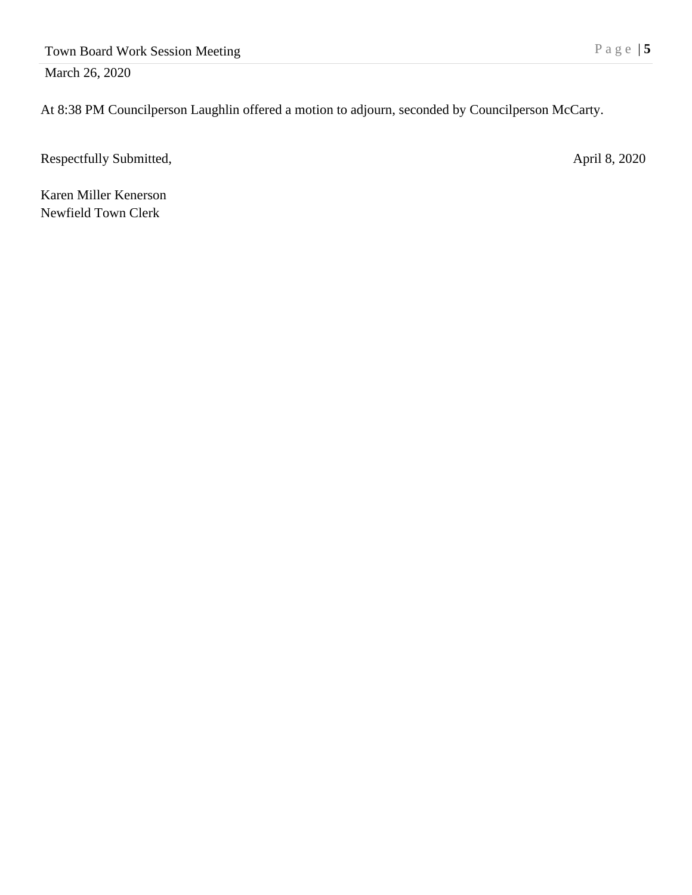At 8:38 PM Councilperson Laughlin offered a motion to adjourn, seconded by Councilperson McCarty.

Respectfully Submitted, April 8, 2020

Karen Miller Kenerson
Newfield Town Clerk